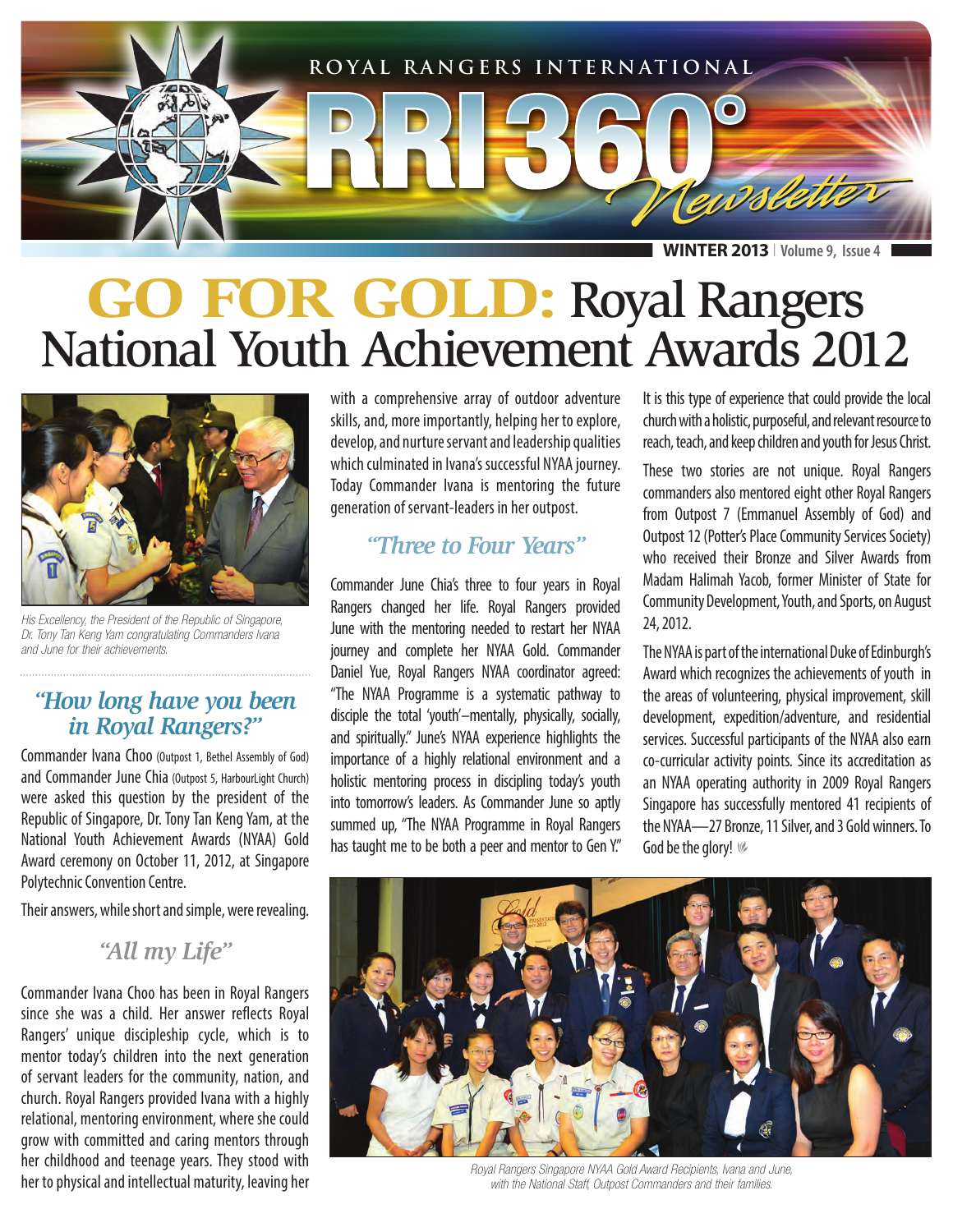# ROYAL RANGERS INTERNATIONAL RRI 360° Newsletter

**WINTER 2013** | Volume 9, Issue 4

# GO FOR GOLD: Royal Rangers National Youth Achievement Awards 2012

*His Excellency, the President of the Republic of Singapore, Dr. Tony Tan Keng Yam congratulating Commanders Ivana and June for their achievements.*

## *"How long have you been in Royal Rangers?"*

Commander Ivana Choo (Outpost 1, Bethel Assembly of God) and Commander June Chia (Outpost 5, HarbourLight Church) were asked this question by the president of the Republic of Singapore, Dr. Tony Tan Keng Yam, at the National Youth Achievement Awards (NYAA) Gold Award ceremony on October 11, 2012, at Singapore Polytechnic Convention Centre.

Their answers, while short and simple, were revealing.

## *"All my Life"*

Commander Ivana Choo has been in Royal Rangers since she was a child. Her answer reflects Royal Rangers' unique discipleship cycle, which is to mentor today's children into the next generation of servant leaders for the community, nation, and church. Royal Rangers provided Ivana with a highly relational, mentoring environment, where she could grow with committed and caring mentors through her childhood and teenage years. They stood with her to physical and intellectual maturity, leaving her with a comprehensive array of outdoor adventure skills, and, more importantly, helping her to explore, develop, and nurture servant and leadership qualities which culminated in Ivana's successful NYAA journey. Today Commander Ivana is mentoring the future generation of servant-leaders in her outpost.

## *"Three to Four Years"*

Commander June Chia's three to four years in Royal Rangers changed her life. Royal Rangers provided June with the mentoring needed to restart her NYAA journey and complete her NYAA Gold. Commander Daniel Yue, Royal Rangers NYAA coordinator agreed: "The NYAA Programme is a systematic pathway to disciple the total 'youth'–mentally, physically, socially, and spiritually." June's NYAA experience highlights the importance of a highly relational environment and a holistic mentoring process in discipling today's youth into tomorrow's leaders. As Commander June so aptly summed up, "The NYAA Programme in Royal Rangers has taught me to be both a peer and mentor to Gen Y."

It is this type of experience that could provide the local church with a holistic, purposeful, and relevant resource to reach, teach, and keep children and youth for Jesus Christ.

These two stories are not unique. Royal Rangers commanders also mentored eight other Royal Rangers from Outpost 7 (Emmanuel Assembly of God) and Outpost 12 (Potter's Place Community Services Society) who received their Bronze and Silver Awards from Madam Halimah Yacob, former Minister of State for Community Development, Youth, and Sports, on August 24, 2012.

The NYAA is part of the international Duke of Edinburgh's Award which recognizes the achievements of youth in the areas of volunteering, physical improvement, skill development, expedition/adventure, and residential services. Successful participants of the NYAA also earn co-curricular activity points. Since its accreditation as an NYAA operating authority in 2009 Royal Rangers Singapore has successfully mentored 41 recipients of the NYAA—27 Bronze, 11 Silver, and 3 Gold winners. To God be the glory!

*Royal Rangers Singapore NYAA Gold Award Recipients, Ivana and June, with the National Staff, Outpost Commanders and their families.*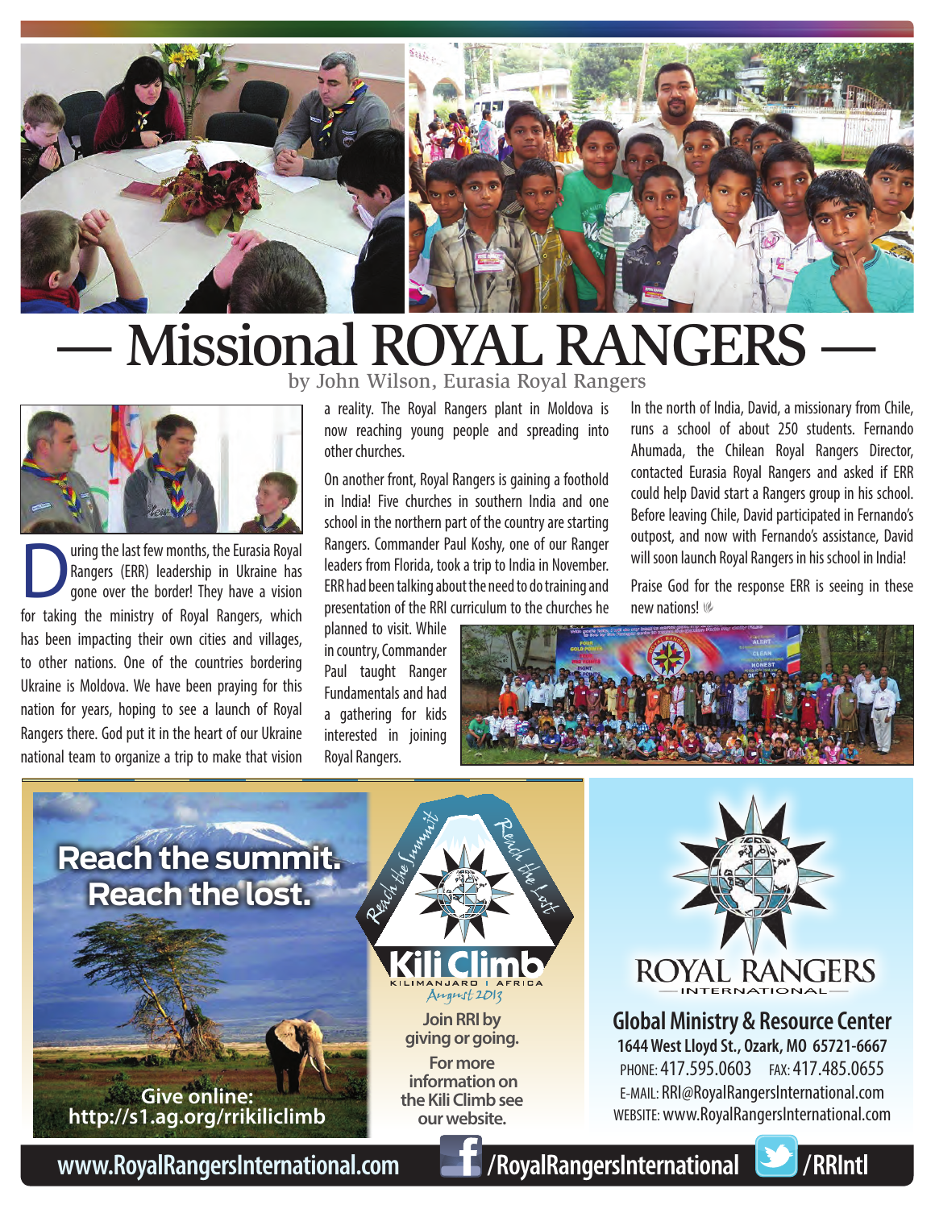# — Missional ROYAL RANGERS —

by John Wilson, Eurasia Royal Rangers

During the last few months, the Eurasia Royal Rangers (ERR) leadership in Ukraine has gone over the border! They have a vision for taking the ministry of Royal Rangers, which has been impacting their own cities and villages, to other nations. One of the countries bordering Ukraine is Moldova. We have been praying for this nation for years, hoping to see a launch of Royal Rangers there. God put it in the heart of our Ukraine national team to organize a trip to make that vision a reality. The Royal Rangers plant in Moldova is now reaching young people and spreading into other churches.

On another front, Royal Rangers is gaining a foothold in India! Five churches in southern India and one school in the northern part of the country are starting Rangers. Commander Paul Koshy, one of our Ranger leaders from Florida, took a trip to India in November. ERR had been talking about the need to do training and presentation of the RRI curriculum to the churches he planned to visit. While in country, Commander Paul taught Ranger Fundamentals and had a gathering for kids interested in joining Royal Rangers.

In the north of India, David, a missionary from Chile, runs a school of about 250 students. Fernando Ahumada, the Chilean Royal Rangers Director, contacted Eurasia Royal Rangers and asked if ERR could help David start a Rangers group in his school. Before leaving Chile, David participated in Fernando's outpost, and now with Fernando's assistance, David will soon launch Royal Rangers in his school in India!

Praise God for the response ERR is seeing in these new nations!

**Reach the summit. Reach the lost.**

Give online: http://s1.ag.org/rrikiliclimb

Reach the Summit · Reach the Lost

**Kili Climb**
KILIMANJARO | AFRICA
*August 2013*

**Join RRI by giving or going.**

**For more information on the Kili Climb see our website.**

ROYAL RANGERS INTERNATIONAL

**Global Ministry & Resource Center**
**1644 West Lloyd St., Ozark, MO 65721-6667**
PHONE: 417.595.0603 FAX: 417.485.0655
E-MAIL: RRI@RoyalRangersInternational.com
WEBSITE: www.RoyalRangersInternational.com

**www.RoyalRangersInternational.com** **/RoyalRangersInternational** **/RRIntl**